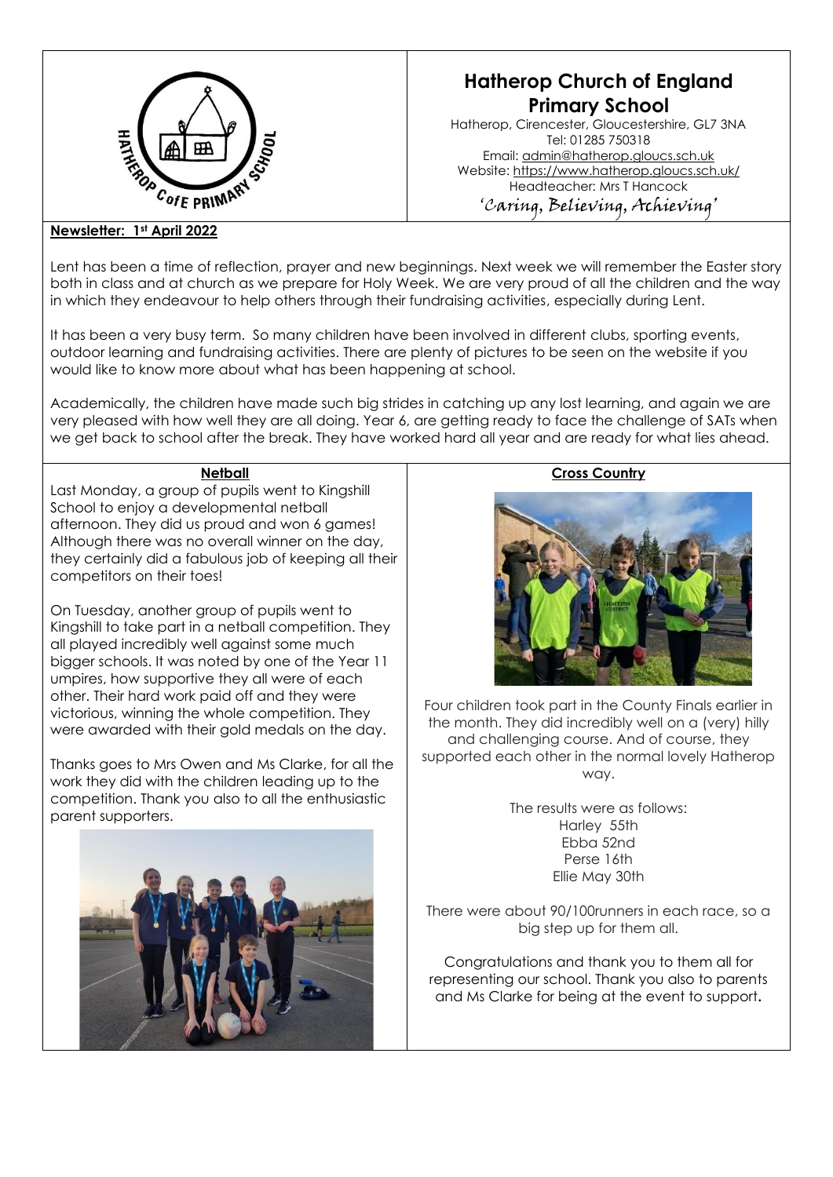# Hatherop Church of England Primary School

Hatherop, Cirencester, Gloucestershire, GL7 3NA
Tel: 01285 750318
Email: admin@hatherop.gloucs.sch.uk
Website: https://www.hatherop.gloucs.sch.uk/
Headteacher: Mrs T Hancock

*'Caring, Believing, Achieving'*

**Newsletter: 1st April 2022**

Lent has been a time of reflection, prayer and new beginnings. Next week we will remember the Easter story both in class and at church as we prepare for Holy Week. We are very proud of all the children and the way in which they endeavour to help others through their fundraising activities, especially during Lent.

It has been a very busy term. So many children have been involved in different clubs, sporting events, outdoor learning and fundraising activities. There are plenty of pictures to be seen on the website if you would like to know more about what has been happening at school.

Academically, the children have made such big strides in catching up any lost learning, and again we are very pleased with how well they are all doing. Year 6, are getting ready to face the challenge of SATs when we get back to school after the break. They have worked hard all year and are ready for what lies ahead.

## Netball

Last Monday, a group of pupils went to Kingshill School to enjoy a developmental netball afternoon. They did us proud and won 6 games! Although there was no overall winner on the day, they certainly did a fabulous job of keeping all their competitors on their toes!

On Tuesday, another group of pupils went to Kingshill to take part in a netball competition. They all played incredibly well against some much bigger schools. It was noted by one of the Year 11 umpires, how supportive they all were of each other. Their hard work paid off and they were victorious, winning the whole competition. They were awarded with their gold medals on the day.

Thanks goes to Mrs Owen and Ms Clarke, for all the work they did with the children leading up to the competition. Thank you also to all the enthusiastic parent supporters.

## Cross Country

Four children took part in the County Finals earlier in the month. They did incredibly well on a (very) hilly and challenging course. And of course, they supported each other in the normal lovely Hatherop way.

The results were as follows:
Harley 55th
Ebba 52nd
Perse 16th
Ellie May 30th

There were about 90/100runners in each race, so a big step up for them all.

Congratulations and thank you to them all for representing our school. Thank you also to parents and Ms Clarke for being at the event to support.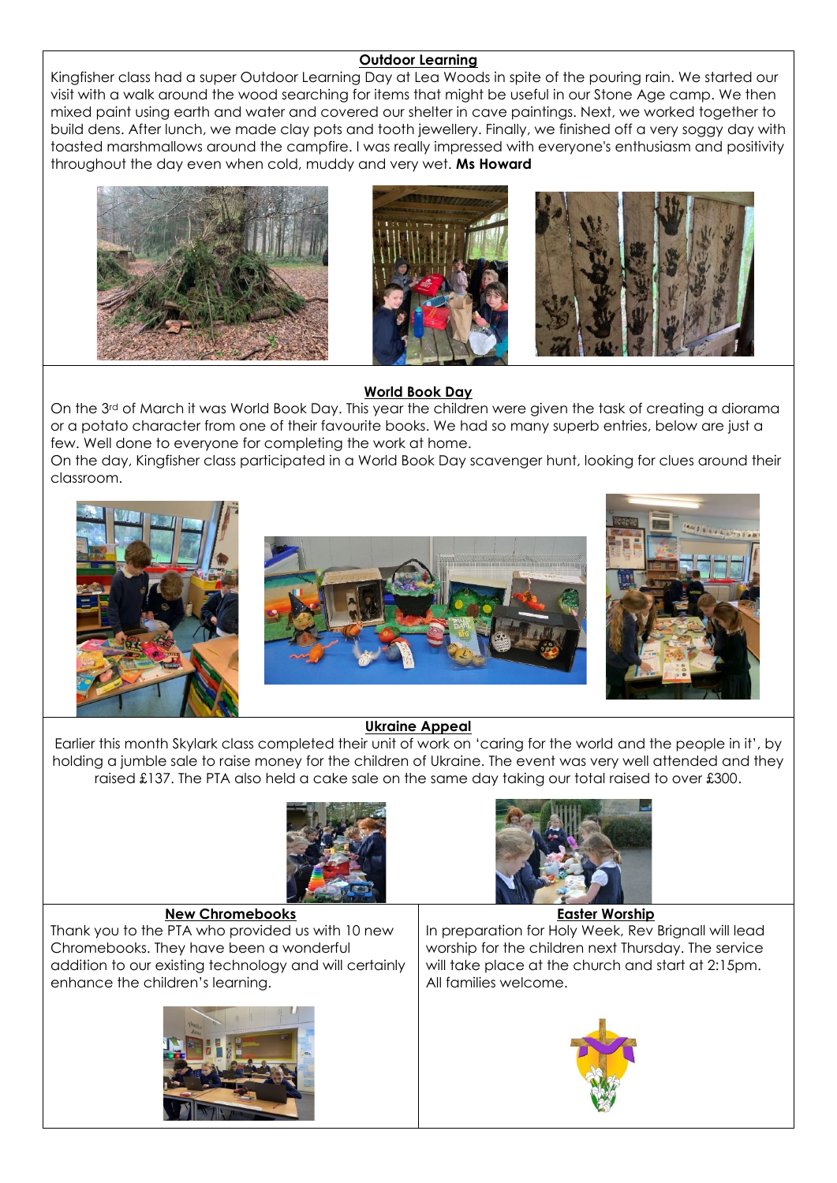## Outdoor Learning

Kingfisher class had a super Outdoor Learning Day at Lea Woods in spite of the pouring rain. We started our visit with a walk around the wood searching for items that might be useful in our Stone Age camp. We then mixed paint using earth and water and covered our shelter in cave paintings. Next, we worked together to build dens. After lunch, we made clay pots and tooth jewellery. Finally, we finished off a very soggy day with toasted marshmallows around the campfire. I was really impressed with everyone's enthusiasm and positivity throughout the day even when cold, muddy and very wet. **Ms Howard**

## World Book Day

On the 3rd of March it was World Book Day. This year the children were given the task of creating a diorama or a potato character from one of their favourite books. We had so many superb entries, below are just a few. Well done to everyone for completing the work at home.

On the day, Kingfisher class participated in a World Book Day scavenger hunt, looking for clues around their classroom.

## Ukraine Appeal

Earlier this month Skylark class completed their unit of work on 'caring for the world and the people in it', by holding a jumble sale to raise money for the children of Ukraine. The event was very well attended and they raised £137. The PTA also held a cake sale on the same day taking our total raised to over £300.

## New Chromebooks

Thank you to the PTA who provided us with 10 new Chromebooks. They have been a wonderful addition to our existing technology and will certainly enhance the children's learning.

## Easter Worship

In preparation for Holy Week, Rev Brignall will lead worship for the children next Thursday. The service will take place at the church and start at 2:15pm. All families welcome.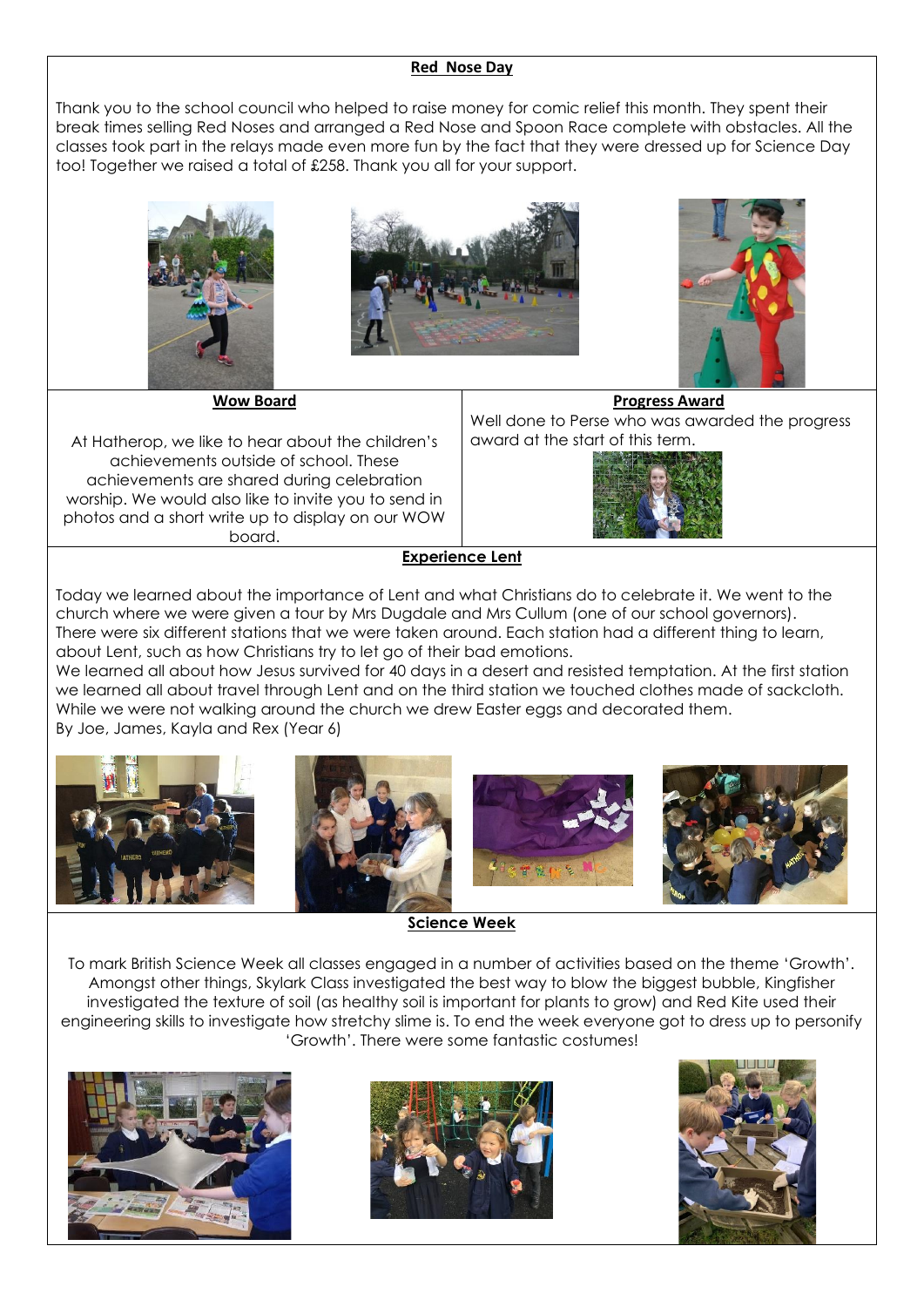## Red Nose Day

Thank you to the school council who helped to raise money for comic relief this month. They spent their break times selling Red Noses and arranged a Red Nose and Spoon Race complete with obstacles. All the classes took part in the relays made even more fun by the fact that they were dressed up for Science Day too! Together we raised a total of £258. Thank you all for your support.

## Wow Board

At Hatherop, we like to hear about the children's achievements outside of school. These achievements are shared during celebration worship. We would also like to invite you to send in photos and a short write up to display on our WOW board.

## Progress Award

Well done to Perse who was awarded the progress award at the start of this term.

## Experience Lent

Today we learned about the importance of Lent and what Christians do to celebrate it. We went to the church where we were given a tour by Mrs Dugdale and Mrs Cullum (one of our school governors). There were six different stations that we were taken around. Each station had a different thing to learn, about Lent, such as how Christians try to let go of their bad emotions.

We learned all about how Jesus survived for 40 days in a desert and resisted temptation. At the first station we learned all about travel through Lent and on the third station we touched clothes made of sackcloth. While we were not walking around the church we drew Easter eggs and decorated them.

By Joe, James, Kayla and Rex (Year 6)

## Science Week

To mark British Science Week all classes engaged in a number of activities based on the theme 'Growth'. Amongst other things, Skylark Class investigated the best way to blow the biggest bubble, Kingfisher investigated the texture of soil (as healthy soil is important for plants to grow) and Red Kite used their engineering skills to investigate how stretchy slime is. To end the week everyone got to dress up to personify 'Growth'. There were some fantastic costumes!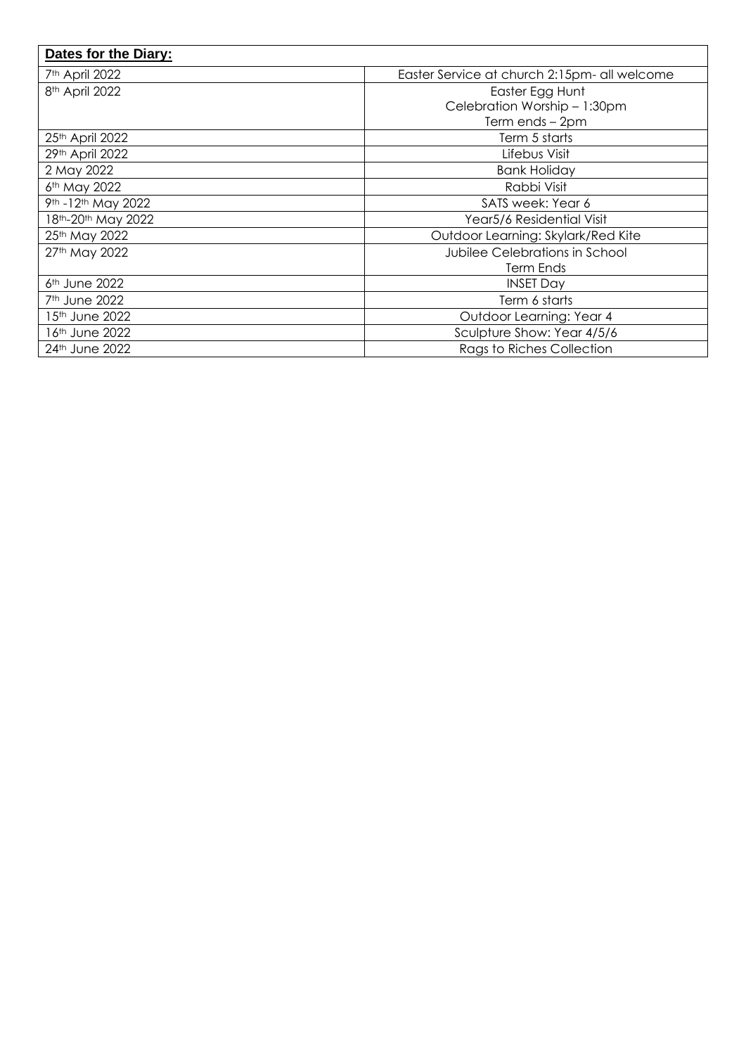| **Dates for the Diary:** | |
|---|---|
| 7th April 2022 | Easter Service at church 2:15pm- all welcome |
| 8th April 2022 | Easter Egg Hunt<br>Celebration Worship – 1:30pm<br>Term ends – 2pm |
| 25th April 2022 | Term 5 starts |
| 29th April 2022 | Lifebus Visit |
| 2 May 2022 | Bank Holiday |
| 6th May 2022 | Rabbi Visit |
| 9th -12th May 2022 | SATS week: Year 6 |
| 18th-20th May 2022 | Year5/6 Residential Visit |
| 25th May 2022 | Outdoor Learning: Skylark/Red Kite |
| 27th May 2022 | Jubilee Celebrations in School<br>Term Ends |
| 6th June 2022 | INSET Day |
| 7th June 2022 | Term 6 starts |
| 15th June 2022 | Outdoor Learning: Year 4 |
| 16th June 2022 | Sculpture Show: Year 4/5/6 |
| 24th June 2022 | Rags to Riches Collection |